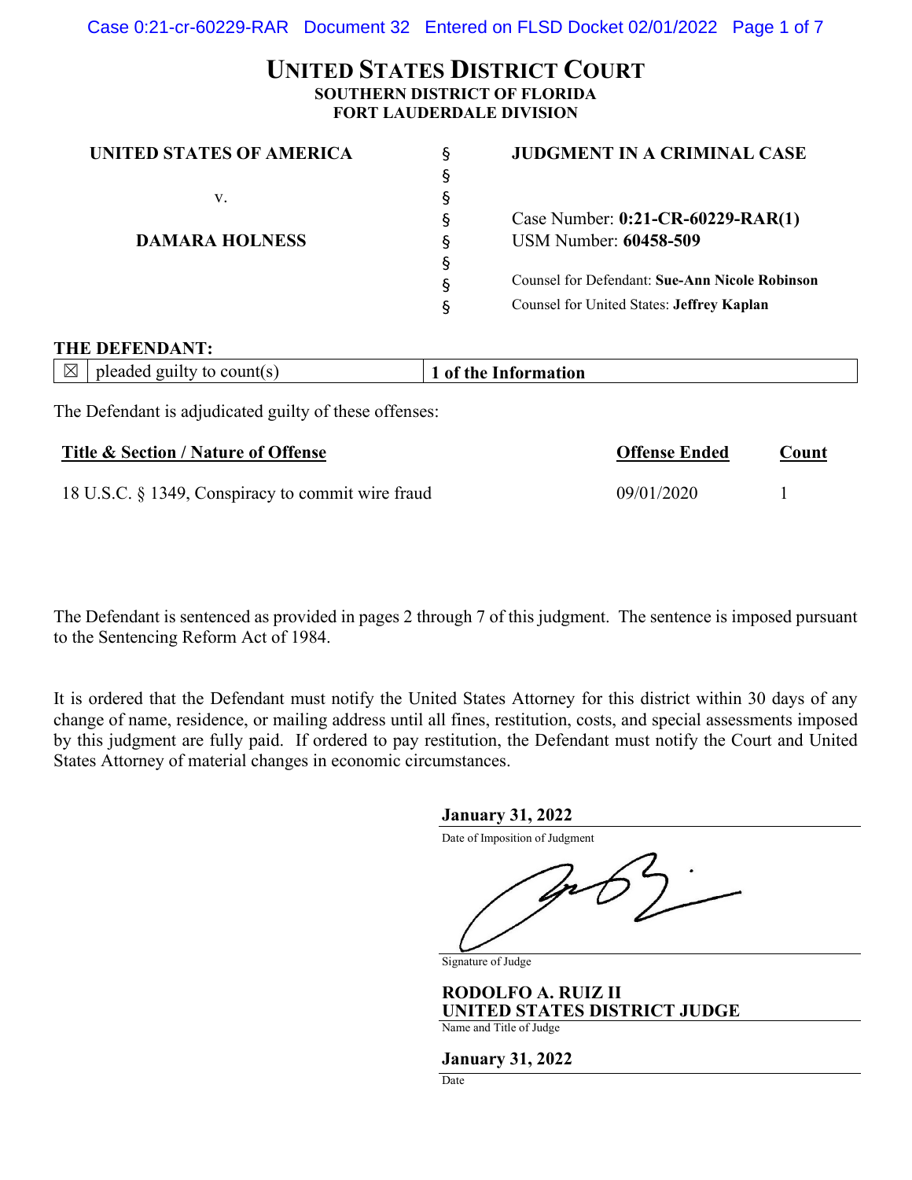# UNITED STATES DISTRICT COURT
**SOUTHERN DISTRICT OF FLORIDA**
**FORT LAUDERDALE DIVISION**

| | | |
|---|---|---|
| **UNITED STATES OF AMERICA** | § | **JUDGMENT IN A CRIMINAL CASE** |
| | § | |
| v. | § | |
| | § | Case Number: **0:21-CR-60229-RAR(1)** |
| **DAMARA HOLNESS** | § | USM Number: **60458-509** |
| | § | |
| | § | Counsel for Defendant: **Sue-Ann Nicole Robinson** |
| | § | Counsel for United States: **Jeffrey Kaplan** |

**THE DEFENDANT:**

| | | |
|---|---|---|
| ☒ | pleaded guilty to count(s) | **1 of the Information** |

The Defendant is adjudicated guilty of these offenses:

| Title & Section / Nature of Offense | Offense Ended | Count |
|---|---|---|
| 18 U.S.C. § 1349, Conspiracy to commit wire fraud | 09/01/2020 | 1 |

The Defendant is sentenced as provided in pages 2 through 7 of this judgment. The sentence is imposed pursuant to the Sentencing Reform Act of 1984.

It is ordered that the Defendant must notify the United States Attorney for this district within 30 days of any change of name, residence, or mailing address until all fines, restitution, costs, and special assessments imposed by this judgment are fully paid. If ordered to pay restitution, the Defendant must notify the Court and United States Attorney of material changes in economic circumstances.

**January 31, 2022**
Date of Imposition of Judgment

Signature of Judge

**RODOLFO A. RUIZ II**
**UNITED STATES DISTRICT JUDGE**
Name and Title of Judge

**January 31, 2022**
Date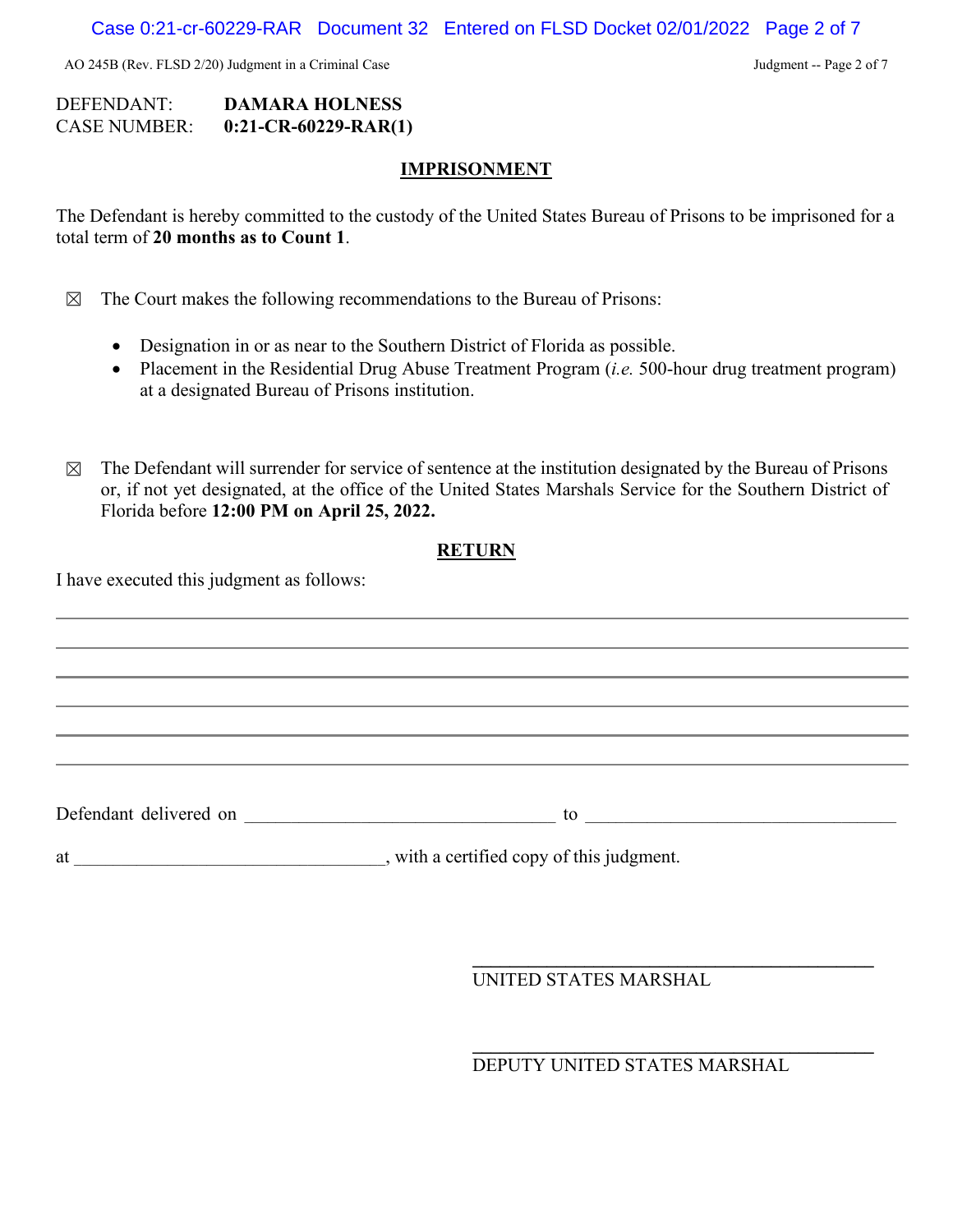DEFENDANT: **DAMARA HOLNESS**
CASE NUMBER: **0:21-CR-60229-RAR(1)**

## IMPRISONMENT

The Defendant is hereby committed to the custody of the United States Bureau of Prisons to be imprisoned for a total term of **20 months as to Count 1**.

☒ The Court makes the following recommendations to the Bureau of Prisons:

- Designation in or as near to the Southern District of Florida as possible.
- Placement in the Residential Drug Abuse Treatment Program (*i.e.* 500-hour drug treatment program) at a designated Bureau of Prisons institution.

☒ The Defendant will surrender for service of sentence at the institution designated by the Bureau of Prisons or, if not yet designated, at the office of the United States Marshals Service for the Southern District of Florida before **12:00 PM on April 25, 2022.**

## RETURN

I have executed this judgment as follows:

\_\_\_\_\_\_\_\_\_\_\_\_\_\_\_\_\_\_\_\_\_\_\_\_\_\_\_\_\_\_\_\_\_\_\_\_\_\_\_\_\_\_\_\_\_\_\_\_\_\_\_\_\_\_\_\_\_\_\_\_\_\_\_\_\_\_\_\_\_\_\_\_

\_\_\_\_\_\_\_\_\_\_\_\_\_\_\_\_\_\_\_\_\_\_\_\_\_\_\_\_\_\_\_\_\_\_\_\_\_\_\_\_\_\_\_\_\_\_\_\_\_\_\_\_\_\_\_\_\_\_\_\_\_\_\_\_\_\_\_\_\_\_\_\_

\_\_\_\_\_\_\_\_\_\_\_\_\_\_\_\_\_\_\_\_\_\_\_\_\_\_\_\_\_\_\_\_\_\_\_\_\_\_\_\_\_\_\_\_\_\_\_\_\_\_\_\_\_\_\_\_\_\_\_\_\_\_\_\_\_\_\_\_\_\_\_\_

\_\_\_\_\_\_\_\_\_\_\_\_\_\_\_\_\_\_\_\_\_\_\_\_\_\_\_\_\_\_\_\_\_\_\_\_\_\_\_\_\_\_\_\_\_\_\_\_\_\_\_\_\_\_\_\_\_\_\_\_\_\_\_\_\_\_\_\_\_\_\_\_

\_\_\_\_\_\_\_\_\_\_\_\_\_\_\_\_\_\_\_\_\_\_\_\_\_\_\_\_\_\_\_\_\_\_\_\_\_\_\_\_\_\_\_\_\_\_\_\_\_\_\_\_\_\_\_\_\_\_\_\_\_\_\_\_\_\_\_\_\_\_\_\_

\_\_\_\_\_\_\_\_\_\_\_\_\_\_\_\_\_\_\_\_\_\_\_\_\_\_\_\_\_\_\_\_\_\_\_\_\_\_\_\_\_\_\_\_\_\_\_\_\_\_\_\_\_\_\_\_\_\_\_\_\_\_\_\_\_\_\_\_\_\_\_\_

Defendant delivered on \_\_\_\_\_\_\_\_\_\_\_\_\_\_\_\_\_\_\_\_\_\_\_\_\_\_\_\_\_\_\_\_\_\_ to \_\_\_\_\_\_\_\_\_\_\_\_\_\_\_\_\_\_\_\_\_\_\_\_\_\_\_\_\_\_\_\_\_\_

at \_\_\_\_\_\_\_\_\_\_\_\_\_\_\_\_\_\_\_\_\_\_\_\_\_\_\_\_\_\_\_\_\_\_, with a certified copy of this judgment.

\_\_\_\_\_\_\_\_\_\_\_\_\_\_\_\_\_\_\_\_\_\_\_\_\_\_\_\_\_\_\_\_\_\_\_\_\_\_\_\_\_\_
UNITED STATES MARSHAL

\_\_\_\_\_\_\_\_\_\_\_\_\_\_\_\_\_\_\_\_\_\_\_\_\_\_\_\_\_\_\_\_\_\_\_\_\_\_\_\_\_\_
DEPUTY UNITED STATES MARSHAL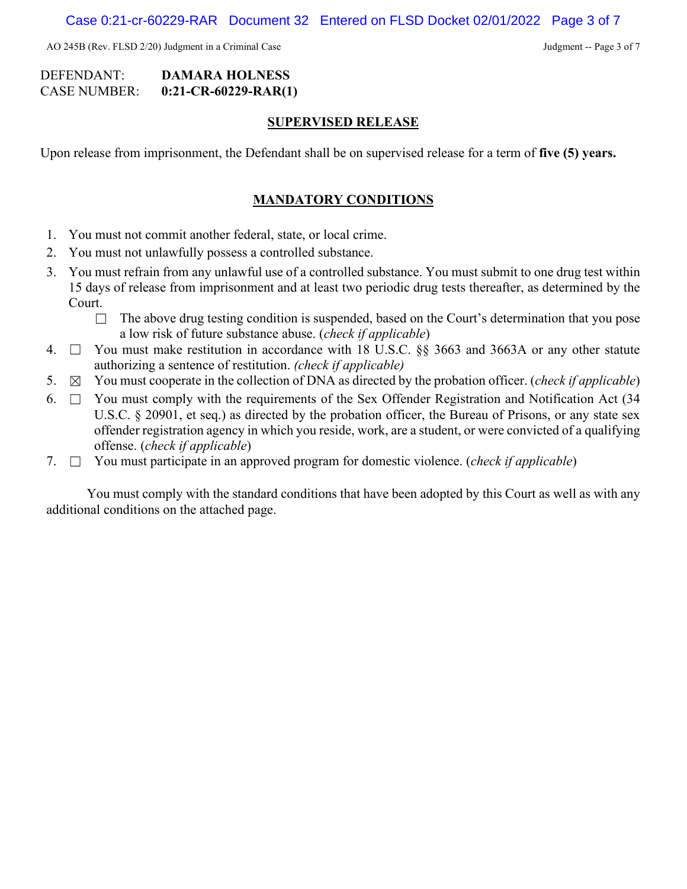DEFENDANT: **DAMARA HOLNESS**
CASE NUMBER: **0:21-CR-60229-RAR(1)**

## SUPERVISED RELEASE

Upon release from imprisonment, the Defendant shall be on supervised release for a term of **five (5) years.**

## MANDATORY CONDITIONS

1. You must not commit another federal, state, or local crime.
2. You must not unlawfully possess a controlled substance.
3. You must refrain from any unlawful use of a controlled substance. You must submit to one drug test within 15 days of release from imprisonment and at least two periodic drug tests thereafter, as determined by the Court.
   - ☐ The above drug testing condition is suspended, based on the Court's determination that you pose a low risk of future substance abuse. (*check if applicable*)
4. ☐ You must make restitution in accordance with 18 U.S.C. §§ 3663 and 3663A or any other statute authorizing a sentence of restitution. *(check if applicable)*
5. ☒ You must cooperate in the collection of DNA as directed by the probation officer. (*check if applicable*)
6. ☐ You must comply with the requirements of the Sex Offender Registration and Notification Act (34 U.S.C. § 20901, et seq.) as directed by the probation officer, the Bureau of Prisons, or any state sex offender registration agency in which you reside, work, are a student, or were convicted of a qualifying offense. (*check if applicable*)
7. ☐ You must participate in an approved program for domestic violence. (*check if applicable*)

You must comply with the standard conditions that have been adopted by this Court as well as with any additional conditions on the attached page.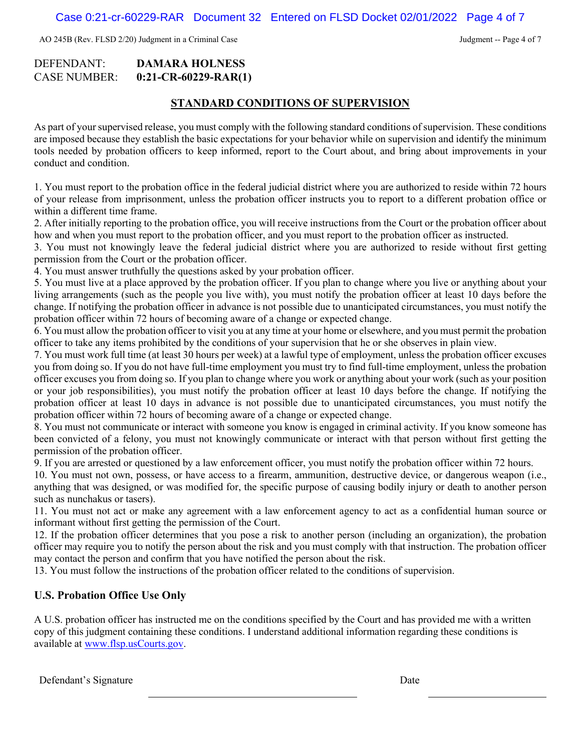DEFENDANT: **DAMARA HOLNESS**
CASE NUMBER: **0:21-CR-60229-RAR(1)**

## STANDARD CONDITIONS OF SUPERVISION

As part of your supervised release, you must comply with the following standard conditions of supervision. These conditions are imposed because they establish the basic expectations for your behavior while on supervision and identify the minimum tools needed by probation officers to keep informed, report to the Court about, and bring about improvements in your conduct and condition.

1. You must report to the probation office in the federal judicial district where you are authorized to reside within 72 hours of your release from imprisonment, unless the probation officer instructs you to report to a different probation office or within a different time frame.
2. After initially reporting to the probation office, you will receive instructions from the Court or the probation officer about how and when you must report to the probation officer, and you must report to the probation officer as instructed.
3. You must not knowingly leave the federal judicial district where you are authorized to reside without first getting permission from the Court or the probation officer.
4. You must answer truthfully the questions asked by your probation officer.
5. You must live at a place approved by the probation officer. If you plan to change where you live or anything about your living arrangements (such as the people you live with), you must notify the probation officer at least 10 days before the change. If notifying the probation officer in advance is not possible due to unanticipated circumstances, you must notify the probation officer within 72 hours of becoming aware of a change or expected change.
6. You must allow the probation officer to visit you at any time at your home or elsewhere, and you must permit the probation officer to take any items prohibited by the conditions of your supervision that he or she observes in plain view.
7. You must work full time (at least 30 hours per week) at a lawful type of employment, unless the probation officer excuses you from doing so. If you do not have full-time employment you must try to find full-time employment, unless the probation officer excuses you from doing so. If you plan to change where you work or anything about your work (such as your position or your job responsibilities), you must notify the probation officer at least 10 days before the change. If notifying the probation officer at least 10 days in advance is not possible due to unanticipated circumstances, you must notify the probation officer within 72 hours of becoming aware of a change or expected change.
8. You must not communicate or interact with someone you know is engaged in criminal activity. If you know someone has been convicted of a felony, you must not knowingly communicate or interact with that person without first getting the permission of the probation officer.
9. If you are arrested or questioned by a law enforcement officer, you must notify the probation officer within 72 hours.
10. You must not own, possess, or have access to a firearm, ammunition, destructive device, or dangerous weapon (i.e., anything that was designed, or was modified for, the specific purpose of causing bodily injury or death to another person such as nunchakus or tasers).
11. You must not act or make any agreement with a law enforcement agency to act as a confidential human source or informant without first getting the permission of the Court.
12. If the probation officer determines that you pose a risk to another person (including an organization), the probation officer may require you to notify the person about the risk and you must comply with that instruction. The probation officer may contact the person and confirm that you have notified the person about the risk.
13. You must follow the instructions of the probation officer related to the conditions of supervision.

### U.S. Probation Office Use Only

A U.S. probation officer has instructed me on the conditions specified by the Court and has provided me with a written copy of this judgment containing these conditions. I understand additional information regarding these conditions is available at www.flsp.usCourts.gov.

Defendant's Signature \_\_\_\_\_\_\_\_\_\_\_\_\_\_\_\_\_\_\_\_\_\_\_\_ Date \_\_\_\_\_\_\_\_\_\_\_\_\_\_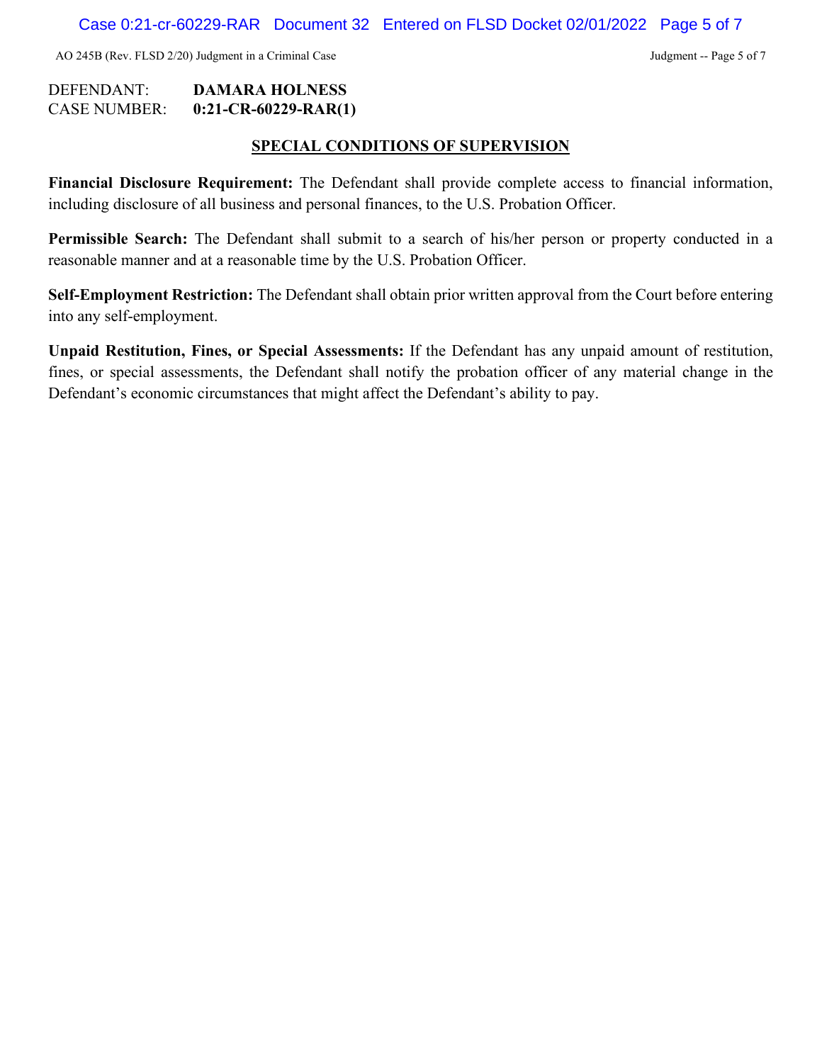DEFENDANT: **DAMARA HOLNESS**
CASE NUMBER: **0:21-CR-60229-RAR(1)**

## SPECIAL CONDITIONS OF SUPERVISION

**Financial Disclosure Requirement:** The Defendant shall provide complete access to financial information, including disclosure of all business and personal finances, to the U.S. Probation Officer.

**Permissible Search:** The Defendant shall submit to a search of his/her person or property conducted in a reasonable manner and at a reasonable time by the U.S. Probation Officer.

**Self-Employment Restriction:** The Defendant shall obtain prior written approval from the Court before entering into any self-employment.

**Unpaid Restitution, Fines, or Special Assessments:** If the Defendant has any unpaid amount of restitution, fines, or special assessments, the Defendant shall notify the probation officer of any material change in the Defendant's economic circumstances that might affect the Defendant's ability to pay.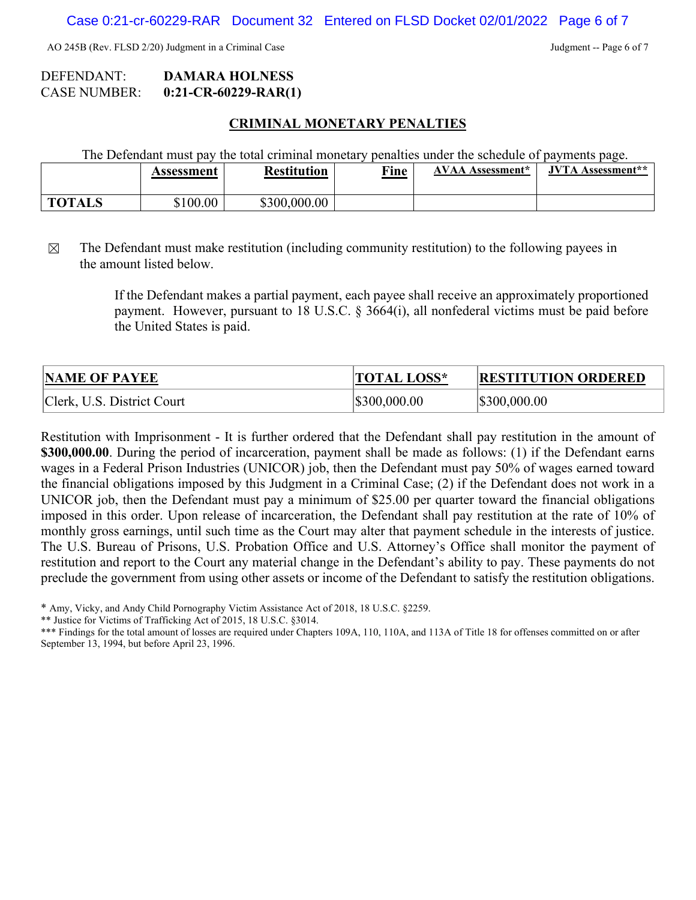DEFENDANT: **DAMARA HOLNESS**
CASE NUMBER: **0:21-CR-60229-RAR(1)**

## CRIMINAL MONETARY PENALTIES

The Defendant must pay the total criminal monetary penalties under the schedule of payments page.

| | Assessment | Restitution | Fine | AVAA Assessment* | JVTA Assessment** |
|---|---|---|---|---|---|
| **TOTALS** | $100.00 | $300,000.00 | | | |

☒ The Defendant must make restitution (including community restitution) to the following payees in the amount listed below.

> If the Defendant makes a partial payment, each payee shall receive an approximately proportioned payment. However, pursuant to 18 U.S.C. § 3664(i), all nonfederal victims must be paid before the United States is paid.

| NAME OF PAYEE | TOTAL LOSS* | RESTITUTION ORDERED |
|---|---|---|
| Clerk, U.S. District Court | $300,000.00 | $300,000.00 |

Restitution with Imprisonment - It is further ordered that the Defendant shall pay restitution in the amount of **$300,000.00**. During the period of incarceration, payment shall be made as follows: (1) if the Defendant earns wages in a Federal Prison Industries (UNICOR) job, then the Defendant must pay 50% of wages earned toward the financial obligations imposed by this Judgment in a Criminal Case; (2) if the Defendant does not work in a UNICOR job, then the Defendant must pay a minimum of $25.00 per quarter toward the financial obligations imposed in this order. Upon release of incarceration, the Defendant shall pay restitution at the rate of 10% of monthly gross earnings, until such time as the Court may alter that payment schedule in the interests of justice. The U.S. Bureau of Prisons, U.S. Probation Office and U.S. Attorney's Office shall monitor the payment of restitution and report to the Court any material change in the Defendant's ability to pay. These payments do not preclude the government from using other assets or income of the Defendant to satisfy the restitution obligations.

\* Amy, Vicky, and Andy Child Pornography Victim Assistance Act of 2018, 18 U.S.C. §2259.
\*\* Justice for Victims of Trafficking Act of 2015, 18 U.S.C. §3014.
\*\*\* Findings for the total amount of losses are required under Chapters 109A, 110, 110A, and 113A of Title 18 for offenses committed on or after September 13, 1994, but before April 23, 1996.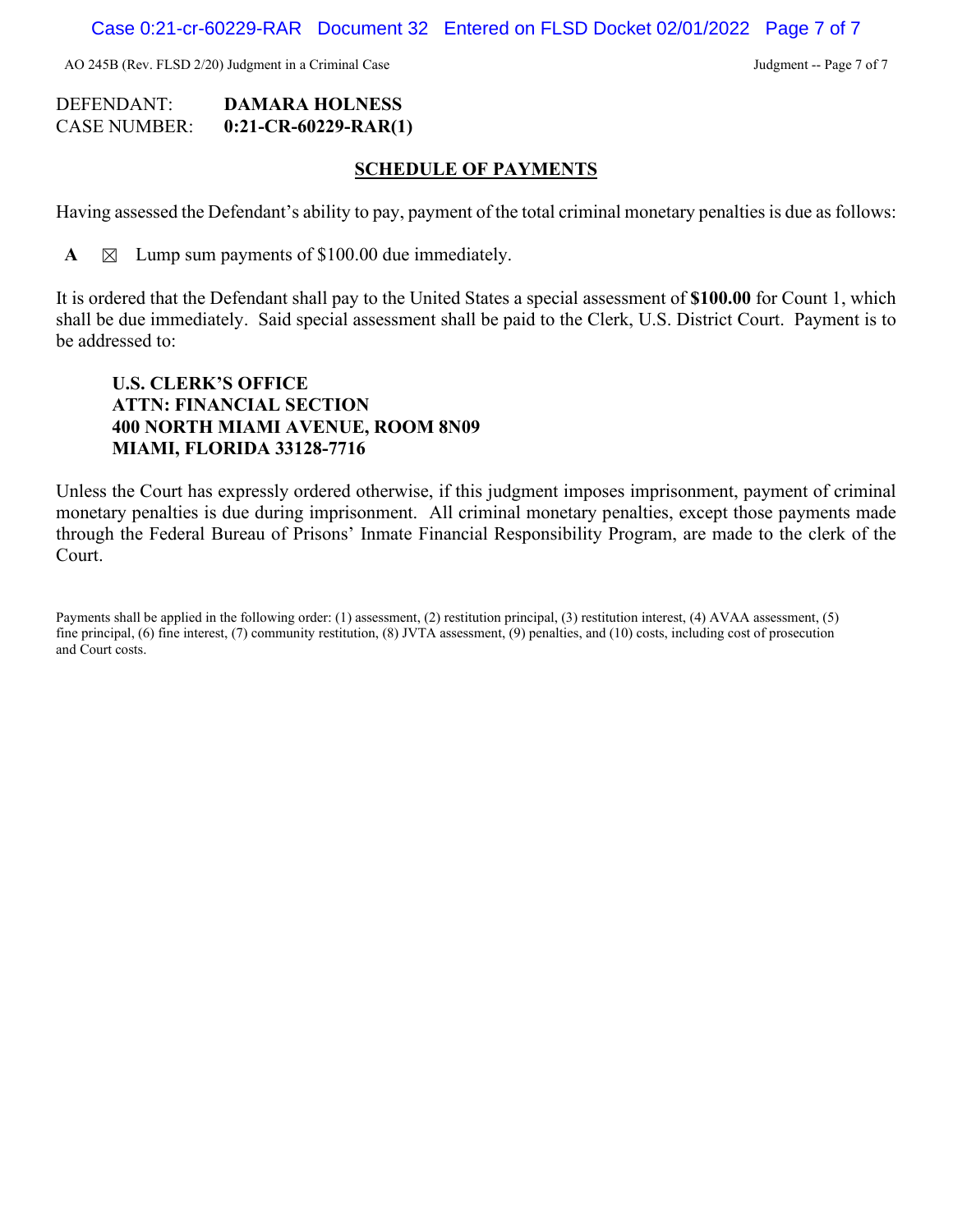DEFENDANT: **DAMARA HOLNESS**
CASE NUMBER: **0:21-CR-60229-RAR(1)**

## SCHEDULE OF PAYMENTS

Having assessed the Defendant's ability to pay, payment of the total criminal monetary penalties is due as follows:

**A** ☒ Lump sum payments of $100.00 due immediately.

It is ordered that the Defendant shall pay to the United States a special assessment of **$100.00** for Count 1, which shall be due immediately. Said special assessment shall be paid to the Clerk, U.S. District Court. Payment is to be addressed to:

**U.S. CLERK'S OFFICE**
**ATTN: FINANCIAL SECTION**
**400 NORTH MIAMI AVENUE, ROOM 8N09**
**MIAMI, FLORIDA 33128-7716**

Unless the Court has expressly ordered otherwise, if this judgment imposes imprisonment, payment of criminal monetary penalties is due during imprisonment. All criminal monetary penalties, except those payments made through the Federal Bureau of Prisons' Inmate Financial Responsibility Program, are made to the clerk of the Court.

Payments shall be applied in the following order: (1) assessment, (2) restitution principal, (3) restitution interest, (4) AVAA assessment, (5) fine principal, (6) fine interest, (7) community restitution, (8) JVTA assessment, (9) penalties, and (10) costs, including cost of prosecution and Court costs.